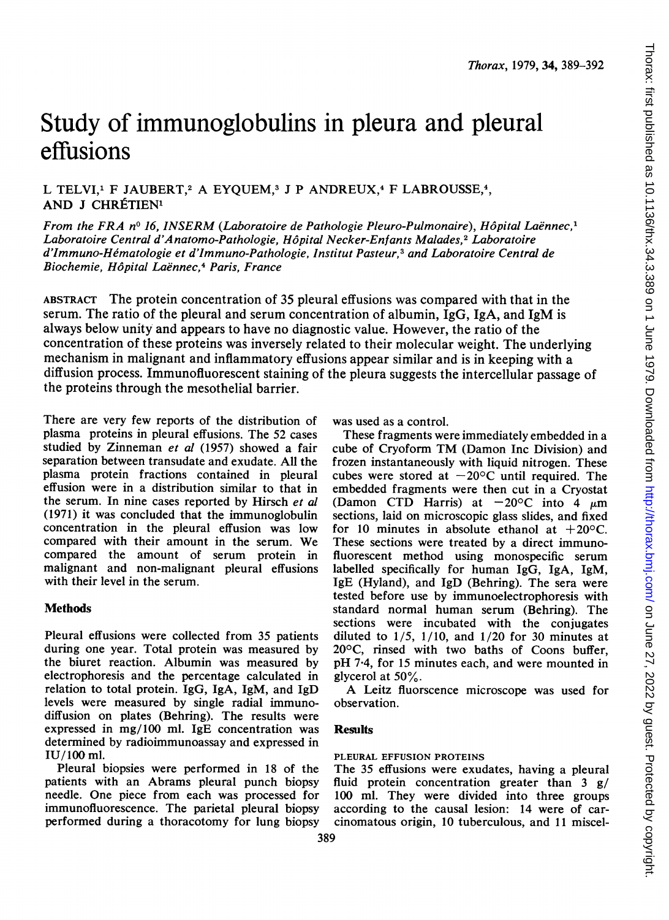# Study of immunoglobulins in pleura and pleural effusions

L TELVI,[1] F JAUBERT,[2] A EYQUEM,[3] J P ANDREUX,[4] F LABROUSSE,[4], AND J CHRÉTIEN[1]

*From the FRA n° 16, INSERM (Laboratoire de Pathologie Pleuro-Pulmonaire), Hôpital Laënnec,[1] Laboratoire Central d'Anatomo-Pathologie, Hôpital Necker-Enfants Malades,[2] Laboratoire d'Immuno-Hématologie et d'Immuno-Pathologie, Institut Pasteur,[3] and Laboratoire Central de Biochemie, Hôpital Laënnec,[4] Paris, France*

ABSTRACT The protein concentration of 35 pleural effusions was compared with that in the serum. The ratio of the pleural and serum concentration of albumin, IgG, IgA, and IgM is always below unity and appears to have no diagnostic value. However, the ratio of the concentration of these proteins was inversely related to their molecular weight. The underlying mechanism in malignant and inflammatory effusions appear similar and is in keeping with a diffusion process. Immunofluorescent staining of the pleura suggests the intercellular passage of the proteins through the mesothelial barrier.

There are very few reports of the distribution of plasma proteins in pleural effusions. The 52 cases studied by Zinneman *et al* (1957) showed a fair separation between transudate and exudate. All the plasma protein fractions contained in pleural effusion were in a distribution similar to that in the serum. In nine cases reported by Hirsch *et al* (1971) it was concluded that the immunoglobulin concentration in the pleural effusion was low compared with their amount in the serum. We compared the amount of serum protein in malignant and non-malignant pleural effusions with their level in the serum.

## Methods

Pleural effusions were collected from 35 patients during one year. Total protein was measured by the biuret reaction. Albumin was measured by electrophoresis and the percentage calculated in relation to total protein. IgG, IgA, IgM, and IgD levels were measured by single radial immunodiffusion on plates (Behring). The results were expressed in mg/100 ml. IgE concentration was determined by radioimmunoassay and expressed in IU/100 ml.

Pleural biopsies were performed in 18 of the patients with an Abrams pleural punch biopsy needle. One piece from each was processed for immunofluorescence. The parietal pleural biopsy performed during a thoracotomy for lung biopsy was used as a control.

These fragments were immediately embedded in a cube of Cryoform TM (Damon Inc Division) and frozen instantaneously with liquid nitrogen. These cubes were stored at −20°C until required. The embedded fragments were then cut in a Cryostat (Damon CTD Harris) at −20°C into 4 μm sections, laid on microscopic glass slides, and fixed for 10 minutes in absolute ethanol at +20°C. These sections were treated by a direct immunofluorescent method using monospecific serum labelled specifically for human IgG, IgA, IgM, IgE (Hyland), and IgD (Behring). The sera were tested before use by immunoelectrophoresis with standard normal human serum (Behring). The sections were incubated with the conjugates diluted to 1/5, 1/10, and 1/20 for 30 minutes at 20°C, rinsed with two baths of Coons buffer, pH 7·4, for 15 minutes each, and were mounted in glycerol at 50%.

A Leitz fluorscence microscope was used for observation.

## Results

### PLEURAL EFFUSION PROTEINS

The 35 effusions were exudates, having a pleural fluid protein concentration greater than 3 g/100 ml. They were divided into three groups according to the causal lesion: 14 were of carcinomatous origin, 10 tuberculous, and 11 miscel-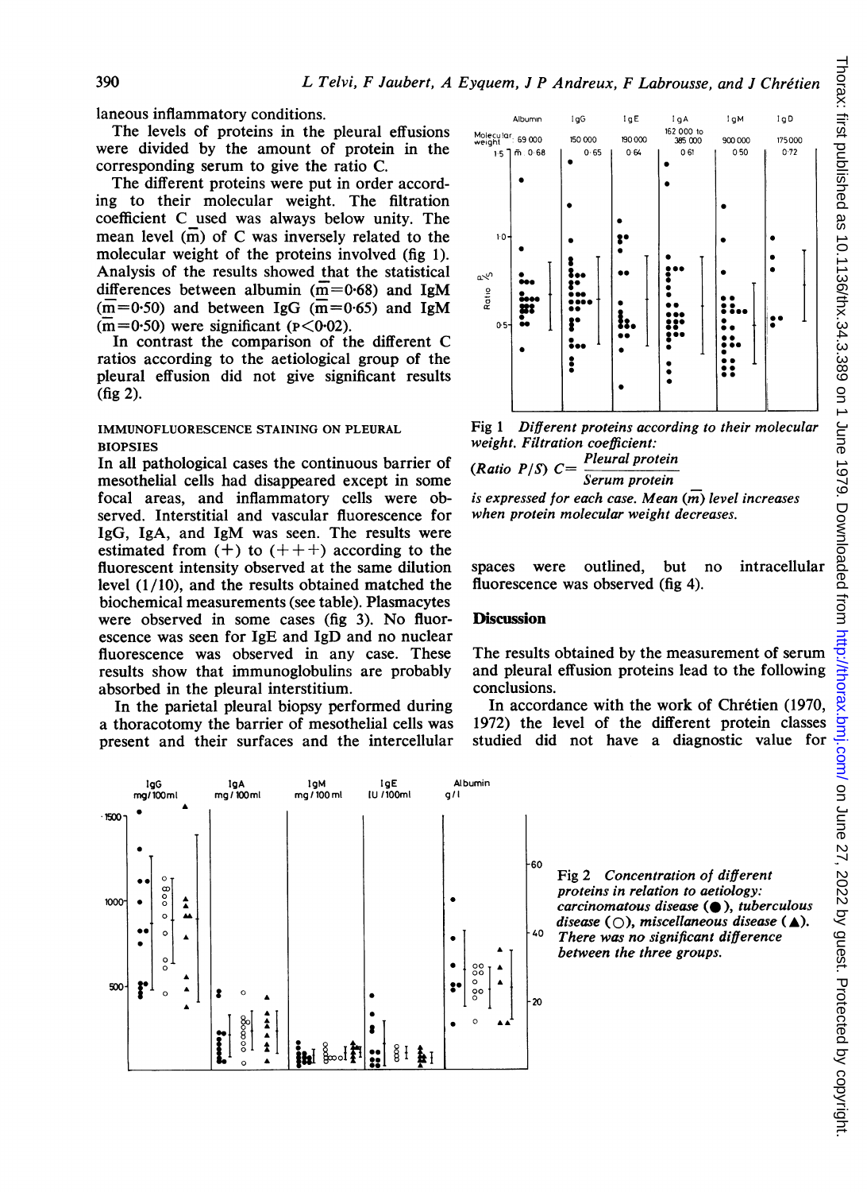laneous inflammatory conditions.

The levels of proteins in the pleural effusions were divided by the amount of protein in the corresponding serum to give the ratio C.

The different proteins were put in order according to their molecular weight. The filtration coefficient C used was always below unity. The mean level ($\bar{m}$) of C was inversely related to the molecular weight of the proteins involved (fig 1). Analysis of the results showed that the statistical differences between albumin ($\bar{m}=0\cdot68$) and IgM ($\bar{m}=0\cdot50$) and between IgG ($\bar{m}=0\cdot65$) and IgM ($\bar{m}=0\cdot50$) were significant ($P<0\cdot02$).

In contrast the comparison of the different C ratios according to the aetiological group of the pleural effusion did not give significant results (fig 2).

IMMUNOFLUORESCENCE STAINING ON PLEURAL BIOPSIES

In all pathological cases the continuous barrier of mesothelial cells had disappeared except in some focal areas, and inflammatory cells were observed. Interstitial and vascular fluorescence for IgG, IgA, and IgM was seen. The results were estimated from (+) to (+++) according to the fluorescent intensity observed at the same dilution level (1/10), and the results obtained matched the biochemical measurements (see table). Plasmacytes were observed in some cases (fig 3). No fluorescence was seen for IgE and IgD and no nuclear fluorescence was observed in any case. These results show that immunoglobulins are probably absorbed in the pleural interstitium.

In the parietal pleural biopsy performed during a thoracotomy the barrier of mesothelial cells was present and their surfaces and the intercellular spaces were outlined, but no intracellular fluorescence was observed (fig 4).

Fig 1 *Different proteins according to their molecular weight. Filtration coefficient:*

$$(\textit{Ratio P/S})\ C = \frac{\textit{Pleural protein}}{\textit{Serum protein}}$$

*is expressed for each case. Mean ($\bar{m}$) level increases when protein molecular weight decreases.*

## Discussion

The results obtained by the measurement of serum and pleural effusion proteins lead to the following conclusions.

In accordance with the work of Chrétien (1970, 1972) the level of the different protein classes studied did not have a diagnostic value for

Fig 2 *Concentration of different proteins in relation to aetiology: carcinomatous disease (●), tuberculous disease (○), miscellaneous disease (▲). There was no significant difference between the three groups.*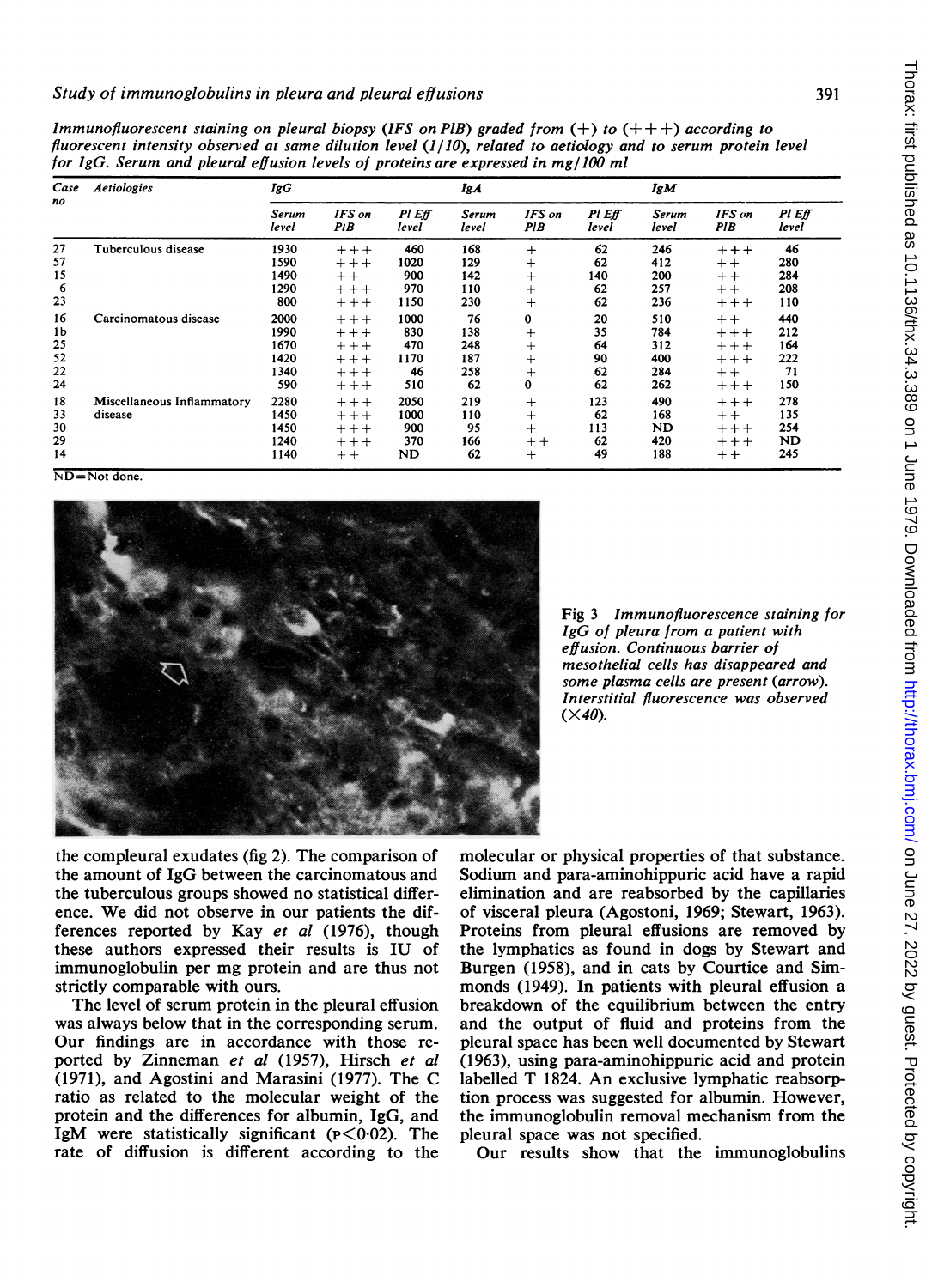*Immunofluorescent staining on pleural biopsy (IFS on PlB) graded from (+) to (+++) according to fluorescent intensity observed at same dilution level (1/10), related to aetiology and to serum protein level for IgG. Serum and pleural effusion levels of proteins are expressed in mg/100 ml*

| Case no | Aetiologies | IgG | | | IgA | | | IgM | | |
|---|---|---|---|---|---|---|---|---|---|---|
| | | Serum level | IFS on PlB | Pl Eff level | Serum level | IFS on PlB | Pl Eff level | Serum level | IFS on PlB | Pl Eff level |
| 27 | Tuberculous disease | 1930 | +++ | 460 | 168 | + | 62 | 246 | +++ | 46 |
| 57 | | 1590 | +++ | 1020 | 129 | + | 62 | 412 | ++ | 280 |
| 15 | | 1490 | ++ | 900 | 142 | + | 140 | 200 | ++ | 284 |
| 6 | | 1290 | +++ | 970 | 110 | + | 62 | 257 | ++ | 208 |
| 23 | | 800 | +++ | 1150 | 230 | + | 62 | 236 | +++ | 110 |
| 16 | Carcinomatous disease | 2000 | +++ | 1000 | 76 | 0 | 20 | 510 | ++ | 440 |
| 1b | | 1990 | +++ | 830 | 138 | + | 35 | 784 | +++ | 212 |
| 25 | | 1670 | +++ | 470 | 248 | + | 64 | 312 | +++ | 164 |
| 52 | | 1420 | +++ | 1170 | 187 | + | 90 | 400 | +++ | 222 |
| 22 | | 1340 | +++ | 46 | 258 | + | 62 | 284 | ++ | 71 |
| 24 | | 590 | +++ | 510 | 62 | 0 | 62 | 262 | +++ | 150 |
| 18 | Miscellaneous Inflammatory disease | 2280 | +++ | 2050 | 219 | + | 123 | 490 | +++ | 278 |
| 33 | | 1450 | +++ | 1000 | 110 | + | 62 | 168 | ++ | 135 |
| 30 | | 1450 | +++ | 900 | 95 | + | 113 | ND | +++ | 254 |
| 29 | | 1240 | +++ | 370 | 166 | ++ | 62 | 420 | +++ | ND |
| 14 | | 1140 | ++ | ND | 62 | + | 49 | 188 | ++ | 245 |

ND = Not done.

Fig 3 *Immunofluorescence staining for IgG of pleura from a patient with effusion. Continuous barrier of mesothelial cells has disappeared and some plasma cells are present (arrow). Interstitial fluorescence was observed (×40).*

the compleural exudates (fig 2). The comparison of the amount of IgG between the carcinomatous and the tuberculous groups showed no statistical difference. We did not observe in our patients the differences reported by Kay *et al* (1976), though these authors expressed their results is IU of immunoglobulin per mg protein and are thus not strictly comparable with ours.

The level of serum protein in the pleural effusion was always below that in the corresponding serum. Our findings are in accordance with those reported by Zinneman *et al* (1957), Hirsch *et al* (1971), and Agostini and Marasini (1977). The C ratio as related to the molecular weight of the protein and the differences for albumin, IgG, and IgM were statistically significant ($p<0.02$). The rate of diffusion is different according to the molecular or physical properties of that substance. Sodium and para-aminohippuric acid have a rapid elimination and are reabsorbed by the capillaries of visceral pleura (Agostoni, 1969; Stewart, 1963). Proteins from pleural effusions are removed by the lymphatics as found in dogs by Stewart and Burgen (1958), and in cats by Courtice and Simmonds (1949). In patients with pleural effusion a breakdown of the equilibrium between the entry and the output of fluid and proteins from the pleural space has been well documented by Stewart (1963), using para-aminohippuric acid and protein labelled T 1824. An exclusive lymphatic reabsorption process was suggested for albumin. However, the immunoglobulin removal mechanism from the pleural space was not specified.

Our results show that the immunoglobulins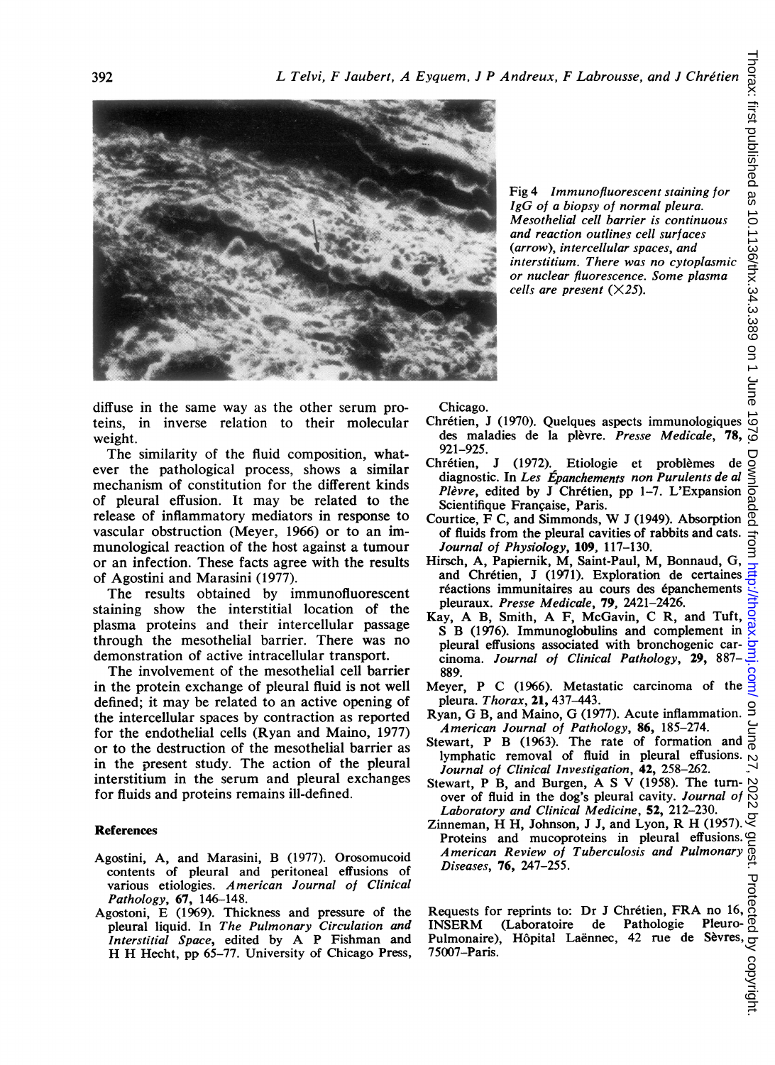Fig 4 *Immunofluorescent staining for IgG of a biopsy of normal pleura. Mesothelial cell barrier is continuous and reaction outlines cell surfaces (arrow), intercellular spaces, and interstitium. There was no cytoplasmic or nuclear fluorescence. Some plasma cells are present (×25).*

diffuse in the same way as the other serum proteins, in inverse relation to their molecular weight.

The similarity of the fluid composition, whatever the pathological process, shows a similar mechanism of constitution for the different kinds of pleural effusion. It may be related to the release of inflammatory mediators in response to vascular obstruction (Meyer, 1966) or to an immunological reaction of the host against a tumour or an infection. These facts agree with the results of Agostini and Marasini (1977).

The results obtained by immunofluorescent staining show the interstitial location of the plasma proteins and their intercellular passage through the mesothelial barrier. There was no demonstration of active intracellular transport.

The involvement of the mesothelial cell barrier in the protein exchange of pleural fluid is not well defined; it may be related to an active opening of the intercellular spaces by contraction as reported for the endothelial cells (Ryan and Maino, 1977) or to the destruction of the mesothelial barrier as in the present study. The action of the pleural interstitium in the serum and pleural exchanges for fluids and proteins remains ill-defined.

## References

Agostini, A, and Marasini, B (1977). Orosomucoid contents of pleural and peritoneal effusions of various etiologies. *American Journal of Clinical Pathology*, **67**, 146–148.

Agostoni, E (1969). Thickness and pressure of the pleural liquid. In *The Pulmonary Circulation and Interstitial Space*, edited by A P Fishman and H H Hecht, pp 65–77. University of Chicago Press, Chicago.

Chrétien, J (1970). Quelques aspects immunologiques des maladies de la plèvre. *Presse Medicale*, **78**, 921–925.

Chrétien, J (1972). Etiologie et problèmes de diagnostic. In *Les Épanchements non Purulents de al Plèvre*, edited by J Chrétien, pp 1–7. L'Expansion Scientifique Française, Paris.

Courtice, F C, and Simmonds, W J (1949). Absorption of fluids from the pleural cavities of rabbits and cats. *Journal of Physiology*, **109**, 117–130.

Hirsch, A, Papiernik, M, Saint-Paul, M, Bonnaud, G, and Chrétien, J (1971). Exploration de certaines réactions immunitaires au cours des épanchements pleuraux. *Presse Medicale*, **79**, 2421–2426.

Kay, A B, Smith, A F, McGavin, C R, and Tuft, S B (1976). Immunoglobulins and complement in pleural effusions associated with bronchogenic carcinoma. *Journal of Clinical Pathology*, **29**, 887–889.

Meyer, P C (1966). Metastatic carcinoma of the pleura. *Thorax*, **21**, 437–443.

Ryan, G B, and Maino, G (1977). Acute inflammation. *American Journal of Pathology*, **86**, 185–274.

Stewart, P B (1963). The rate of formation and lymphatic removal of fluid in pleural effusions. *Journal of Clinical Investigation*, **42**, 258–262.

Stewart, P B, and Burgen, A S V (1958). The turnover of fluid in the dog's pleural cavity. *Journal of Laboratory and Clinical Medicine*, **52**, 212–230.

Zinneman, H H, Johnson, J J, and Lyon, R H (1957). Proteins and mucoproteins in pleural effusions. *American Review of Tuberculosis and Pulmonary Diseases*, **76**, 247–255.

Requests for reprints to: Dr J Chrétien, FRA no 16, INSERM (Laboratoire de Pathologie Pleuro-Pulmonaire), Hôpital Laënnec, 42 rue de Sèvres, 75007–Paris.